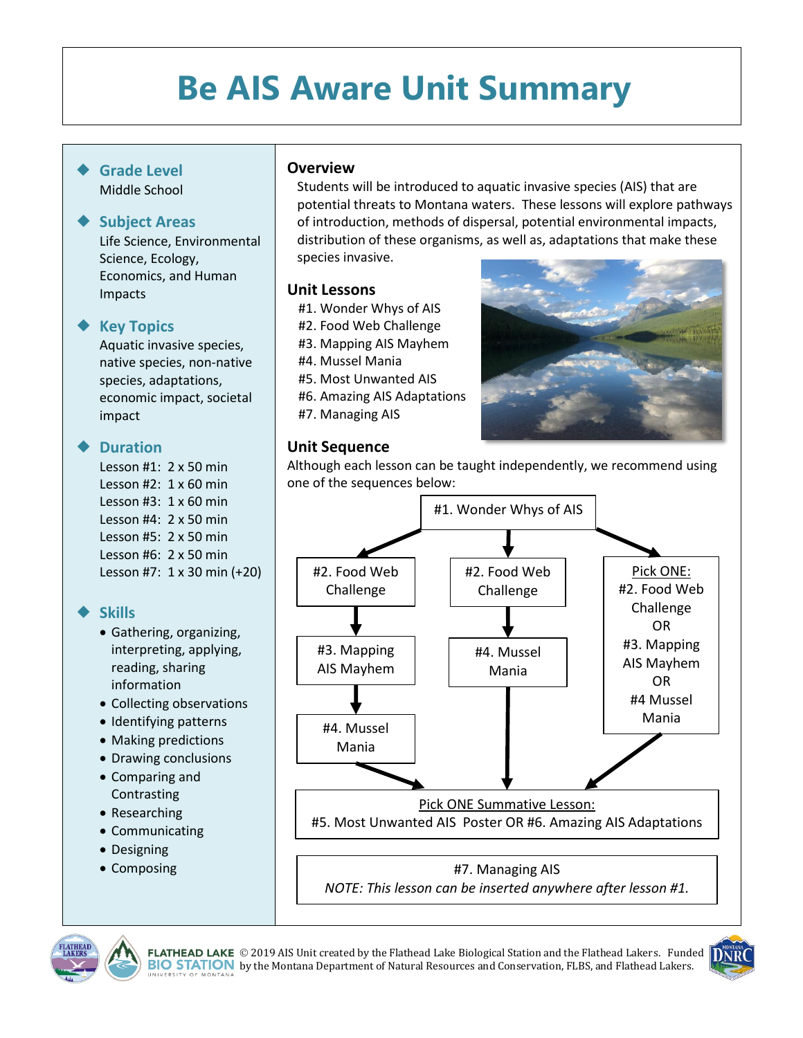# Be AIS Aware Unit Summary

## Grade Level
Middle School

## Subject Areas
Life Science, Environmental Science, Ecology, Economics, and Human Impacts

## Key Topics
Aquatic invasive species, native species, non-native species, adaptations, economic impact, societal impact

## Duration
Lesson #1: 2 x 50 min
Lesson #2: 1 x 60 min
Lesson #3: 1 x 60 min
Lesson #4: 2 x 50 min
Lesson #5: 2 x 50 min
Lesson #6: 2 x 50 min
Lesson #7: 1 x 30 min (+20)

## Skills
- Gathering, organizing, interpreting, applying, reading, sharing information
- Collecting observations
- Identifying patterns
- Making predictions
- Drawing conclusions
- Comparing and Contrasting
- Researching
- Communicating
- Designing
- Composing

## Overview
Students will be introduced to aquatic invasive species (AIS) that are potential threats to Montana waters. These lessons will explore pathways of introduction, methods of dispersal, potential environmental impacts, distribution of these organisms, as well as, adaptations that make these species invasive.

## Unit Lessons
#1. Wonder Whys of AIS
#2. Food Web Challenge
#3. Mapping AIS Mayhem
#4. Mussel Mania
#5. Most Unwanted AIS
#6. Amazing AIS Adaptations
#7. Managing AIS

## Unit Sequence
Although each lesson can be taught independently, we recommend using one of the sequences below:

#1. Wonder Whys of AIS, then one of:

- #2. Food Web Challenge → #3. Mapping AIS Mayhem → #4. Mussel Mania
- #2. Food Web Challenge → #4. Mussel Mania
- Pick ONE: #2. Food Web Challenge OR #3. Mapping AIS Mayhem OR #4 Mussel Mania

→ Pick ONE Summative Lesson: #5. Most Unwanted AIS Poster OR #6. Amazing AIS Adaptations

#7. Managing AIS
*NOTE: This lesson can be inserted anywhere after lesson #1.*

© 2019 AIS Unit created by the Flathead Lake Biological Station and the Flathead Lakers. Funded by the Montana Department of Natural Resources and Conservation, FLBS, and Flathead Lakers.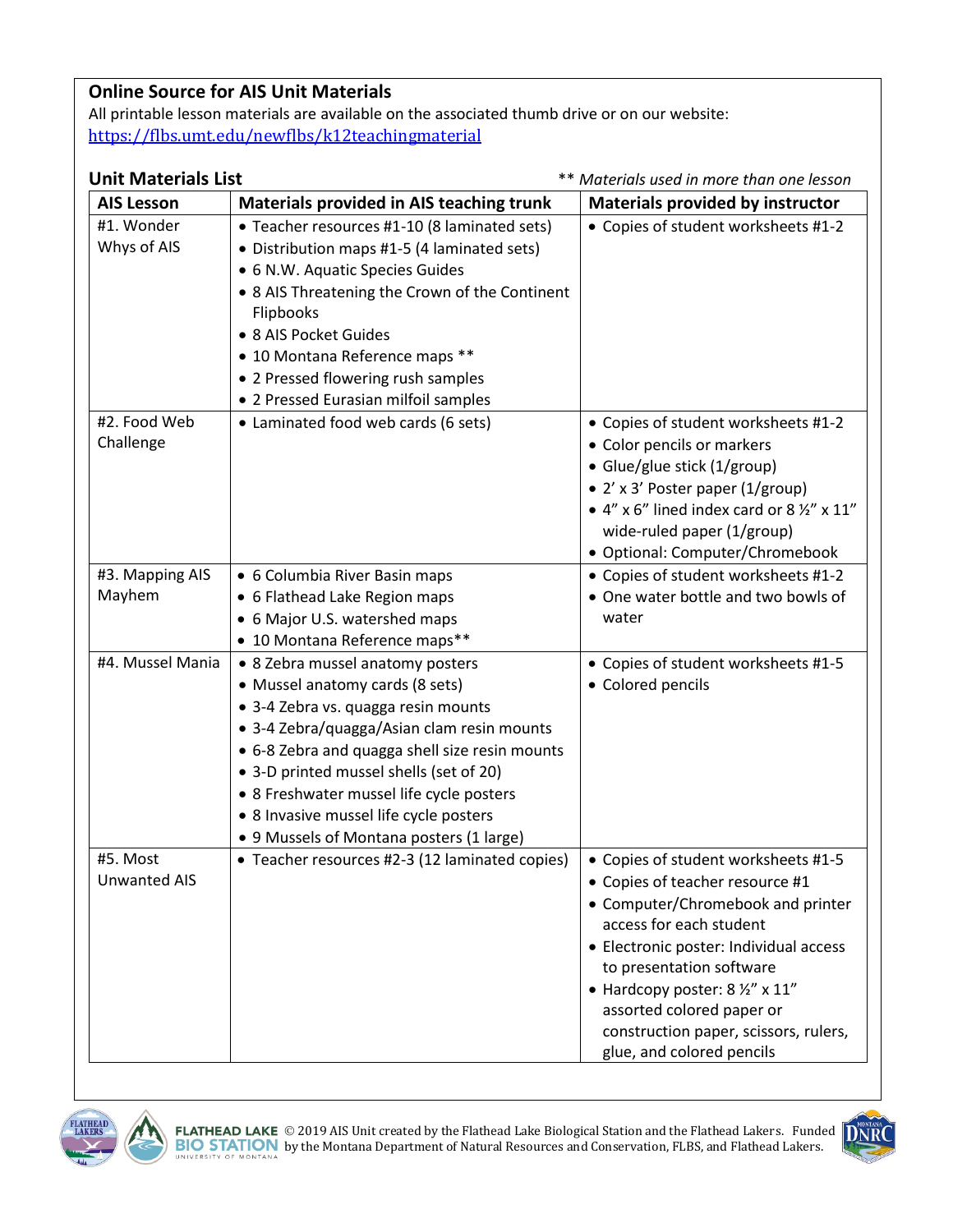## Online Source for AIS Unit Materials

All printable lesson materials are available on the associated thumb drive or on our website: https://flbs.umt.edu/newflbs/k12teachingmaterial

### Unit Materials List

*\*\* Materials used in more than one lesson*

| AIS Lesson | Materials provided in AIS teaching trunk | Materials provided by instructor |
|---|---|---|
| #1. Wonder Whys of AIS | • Teacher resources #1-10 (8 laminated sets)<br>• Distribution maps #1-5 (4 laminated sets)<br>• 6 N.W. Aquatic Species Guides<br>• 8 AIS Threatening the Crown of the Continent Flipbooks<br>• 8 AIS Pocket Guides<br>• 10 Montana Reference maps \*\*<br>• 2 Pressed flowering rush samples<br>• 2 Pressed Eurasian milfoil samples | • Copies of student worksheets #1-2 |
| #2. Food Web Challenge | • Laminated food web cards (6 sets) | • Copies of student worksheets #1-2<br>• Color pencils or markers<br>• Glue/glue stick (1/group)<br>• 2' x 3' Poster paper (1/group)<br>• 4" x 6" lined index card or 8 ½" x 11" wide-ruled paper (1/group)<br>• Optional: Computer/Chromebook |
| #3. Mapping AIS Mayhem | • 6 Columbia River Basin maps<br>• 6 Flathead Lake Region maps<br>• 6 Major U.S. watershed maps<br>• 10 Montana Reference maps\*\* | • Copies of student worksheets #1-2<br>• One water bottle and two bowls of water |
| #4. Mussel Mania | • 8 Zebra mussel anatomy posters<br>• Mussel anatomy cards (8 sets)<br>• 3-4 Zebra vs. quagga resin mounts<br>• 3-4 Zebra/quagga/Asian clam resin mounts<br>• 6-8 Zebra and quagga shell size resin mounts<br>• 3-D printed mussel shells (set of 20)<br>• 8 Freshwater mussel life cycle posters<br>• 8 Invasive mussel life cycle posters<br>• 9 Mussels of Montana posters (1 large) | • Copies of student worksheets #1-5<br>• Colored pencils |
| #5. Most Unwanted AIS | • Teacher resources #2-3 (12 laminated copies) | • Copies of student worksheets #1-5<br>• Copies of teacher resource #1<br>• Computer/Chromebook and printer access for each student<br>• Electronic poster: Individual access to presentation software<br>• Hardcopy poster: 8 ½" x 11" assorted colored paper or construction paper, scissors, rulers, glue, and colored pencils |

© 2019 AIS Unit created by the Flathead Lake Biological Station and the Flathead Lakers. Funded by the Montana Department of Natural Resources and Conservation, FLBS, and Flathead Lakers.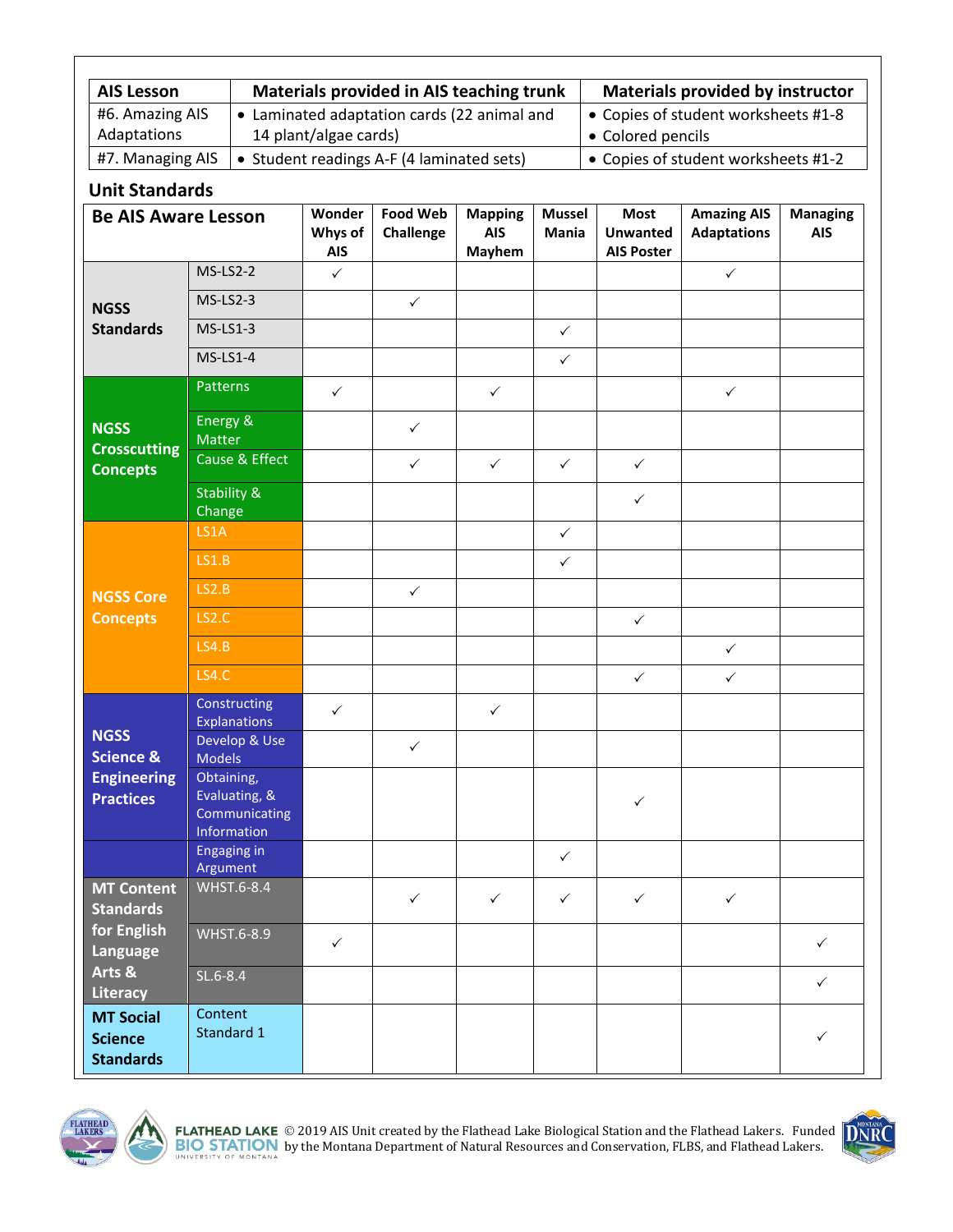| AIS Lesson | Materials provided in AIS teaching trunk | Materials provided by instructor |
|---|---|---|
| #6. Amazing AIS Adaptations | • Laminated adaptation cards (22 animal and 14 plant/algae cards) | • Copies of student worksheets #1-8<br>• Colored pencils |
| #7. Managing AIS | • Student readings A-F (4 laminated sets) | • Copies of student worksheets #1-2 |

## Unit Standards

| Be AIS Aware Lesson | | Wonder Whys of AIS | Food Web Challenge | Mapping AIS Mayhem | Mussel Mania | Most Unwanted AIS Poster | Amazing AIS Adaptations | Managing AIS |
|---|---|---|---|---|---|---|---|---|
| NGSS Standards | MS-LS2-2 | ✓ | | | | | ✓ | |
| | MS-LS2-3 | | ✓ | | | | | |
| | MS-LS1-3 | | | | ✓ | | | |
| | MS-LS1-4 | | | | ✓ | | | |
| NGSS Crosscutting Concepts | Patterns | ✓ | | ✓ | | | ✓ | |
| | Energy & Matter | | ✓ | | | | | |
| | Cause & Effect | | ✓ | ✓ | ✓ | ✓ | | |
| | Stability & Change | | | | | ✓ | | |
| NGSS Core Concepts | LS1A | | | | ✓ | | | |
| | LS1.B | | | | ✓ | | | |
| | LS2.B | | ✓ | | | | | |
| | LS2.C | | | | | ✓ | | |
| | LS4.B | | | | | | ✓ | |
| | LS4.C | | | | | ✓ | ✓ | |
| NGSS Science & Engineering Practices | Constructing Explanations | ✓ | | ✓ | | | | |
| | Develop & Use Models | | ✓ | | | | | |
| | Obtaining, Evaluating, & Communicating Information | | | | | ✓ | | |
| | Engaging in Argument | | | | ✓ | | | |
| MT Content Standards for English Language Arts & Literacy | WHST.6-8.4 | | ✓ | ✓ | ✓ | ✓ | ✓ | |
| | WHST.6-8.9 | ✓ | | | | | | ✓ |
| | SL.6-8.4 | | | | | | | ✓ |
| MT Social Science Standards | Content Standard 1 | | | | | | | ✓ |

© 2019 AIS Unit created by the Flathead Lake Biological Station and the Flathead Lakers. Funded by the Montana Department of Natural Resources and Conservation, FLBS, and Flathead Lakers.